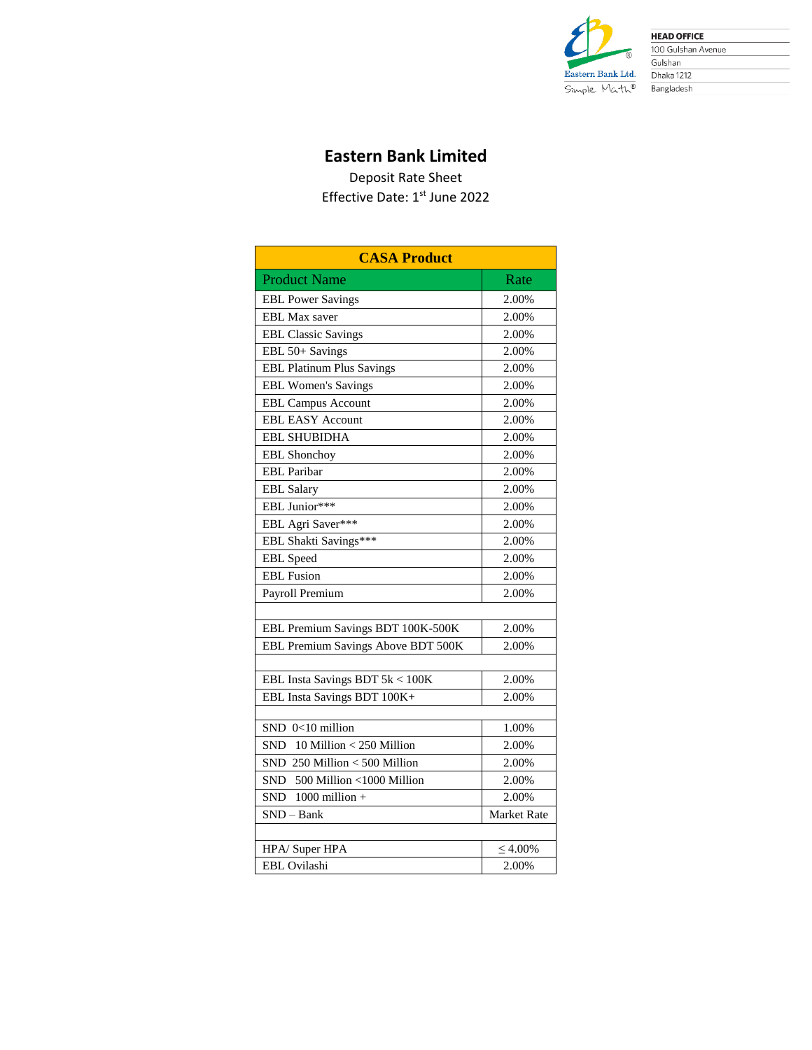HEAD OFFICE
100 Gulshan Avenue
Gulshan
Dhaka 1212
Bangladesh

# Eastern Bank Limited

Deposit Rate Sheet

Effective Date: 1st June 2022

| CASA Product | |
|---|---|
| **Product Name** | **Rate** |
| EBL Power Savings | 2.00% |
| EBL Max saver | 2.00% |
| EBL Classic Savings | 2.00% |
| EBL 50+ Savings | 2.00% |
| EBL Platinum Plus Savings | 2.00% |
| EBL Women's Savings | 2.00% |
| EBL Campus Account | 2.00% |
| EBL EASY Account | 2.00% |
| EBL SHUBIDHA | 2.00% |
| EBL Shonchoy | 2.00% |
| EBL Paribar | 2.00% |
| EBL Salary | 2.00% |
| EBL Junior*** | 2.00% |
| EBL Agri Saver*** | 2.00% |
| EBL Shakti Savings*** | 2.00% |
| EBL Speed | 2.00% |
| EBL Fusion | 2.00% |
| Payroll Premium | 2.00% |
| | |
| EBL Premium Savings BDT 100K-500K | 2.00% |
| EBL Premium Savings Above BDT 500K | 2.00% |
| | |
| EBL Insta Savings BDT 5k < 100K | 2.00% |
| EBL Insta Savings BDT 100K+ | 2.00% |
| | |
| SND 0<10 million | 1.00% |
| SND 10 Million < 250 Million | 2.00% |
| SND 250 Million < 500 Million | 2.00% |
| SND 500 Million <1000 Million | 2.00% |
| SND 1000 million + | 2.00% |
| SND – Bank | Market Rate |
| | |
| HPA/ Super HPA | ≤ 4.00% |
| EBL Ovilashi | 2.00% |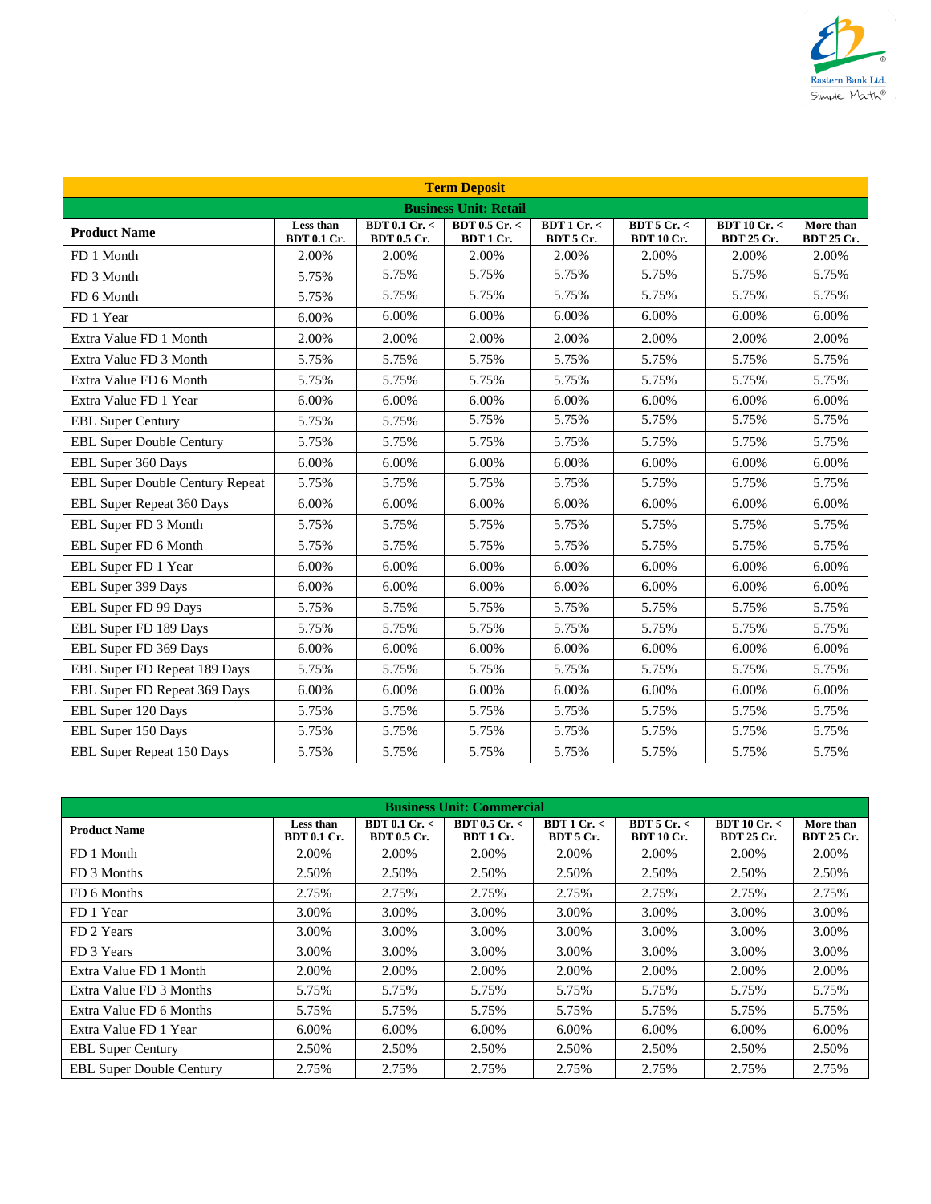## Term Deposit

### Business Unit: Retail

| Product Name | Less than BDT 0.1 Cr. | BDT 0.1 Cr. < BDT 0.5 Cr. | BDT 0.5 Cr. < BDT 1 Cr. | BDT 1 Cr. < BDT 5 Cr. | BDT 5 Cr. < BDT 10 Cr. | BDT 10 Cr. < BDT 25 Cr. | More than BDT 25 Cr. |
|---|---|---|---|---|---|---|---|
| FD 1 Month | 2.00% | 2.00% | 2.00% | 2.00% | 2.00% | 2.00% | 2.00% |
| FD 3 Month | 5.75% | 5.75% | 5.75% | 5.75% | 5.75% | 5.75% | 5.75% |
| FD 6 Month | 5.75% | 5.75% | 5.75% | 5.75% | 5.75% | 5.75% | 5.75% |
| FD 1 Year | 6.00% | 6.00% | 6.00% | 6.00% | 6.00% | 6.00% | 6.00% |
| Extra Value FD 1 Month | 2.00% | 2.00% | 2.00% | 2.00% | 2.00% | 2.00% | 2.00% |
| Extra Value FD 3 Month | 5.75% | 5.75% | 5.75% | 5.75% | 5.75% | 5.75% | 5.75% |
| Extra Value FD 6 Month | 5.75% | 5.75% | 5.75% | 5.75% | 5.75% | 5.75% | 5.75% |
| Extra Value FD 1 Year | 6.00% | 6.00% | 6.00% | 6.00% | 6.00% | 6.00% | 6.00% |
| EBL Super Century | 5.75% | 5.75% | 5.75% | 5.75% | 5.75% | 5.75% | 5.75% |
| EBL Super Double Century | 5.75% | 5.75% | 5.75% | 5.75% | 5.75% | 5.75% | 5.75% |
| EBL Super 360 Days | 6.00% | 6.00% | 6.00% | 6.00% | 6.00% | 6.00% | 6.00% |
| EBL Super Double Century Repeat | 5.75% | 5.75% | 5.75% | 5.75% | 5.75% | 5.75% | 5.75% |
| EBL Super Repeat 360 Days | 6.00% | 6.00% | 6.00% | 6.00% | 6.00% | 6.00% | 6.00% |
| EBL Super FD 3 Month | 5.75% | 5.75% | 5.75% | 5.75% | 5.75% | 5.75% | 5.75% |
| EBL Super FD 6 Month | 5.75% | 5.75% | 5.75% | 5.75% | 5.75% | 5.75% | 5.75% |
| EBL Super FD 1 Year | 6.00% | 6.00% | 6.00% | 6.00% | 6.00% | 6.00% | 6.00% |
| EBL Super 399 Days | 6.00% | 6.00% | 6.00% | 6.00% | 6.00% | 6.00% | 6.00% |
| EBL Super FD 99 Days | 5.75% | 5.75% | 5.75% | 5.75% | 5.75% | 5.75% | 5.75% |
| EBL Super FD 189 Days | 5.75% | 5.75% | 5.75% | 5.75% | 5.75% | 5.75% | 5.75% |
| EBL Super FD 369 Days | 6.00% | 6.00% | 6.00% | 6.00% | 6.00% | 6.00% | 6.00% |
| EBL Super FD Repeat 189 Days | 5.75% | 5.75% | 5.75% | 5.75% | 5.75% | 5.75% | 5.75% |
| EBL Super FD Repeat 369 Days | 6.00% | 6.00% | 6.00% | 6.00% | 6.00% | 6.00% | 6.00% |
| EBL Super 120 Days | 5.75% | 5.75% | 5.75% | 5.75% | 5.75% | 5.75% | 5.75% |
| EBL Super 150 Days | 5.75% | 5.75% | 5.75% | 5.75% | 5.75% | 5.75% | 5.75% |
| EBL Super Repeat 150 Days | 5.75% | 5.75% | 5.75% | 5.75% | 5.75% | 5.75% | 5.75% |

### Business Unit: Commercial

| Product Name | Less than BDT 0.1 Cr. | BDT 0.1 Cr. < BDT 0.5 Cr. | BDT 0.5 Cr. < BDT 1 Cr. | BDT 1 Cr. < BDT 5 Cr. | BDT 5 Cr. < BDT 10 Cr. | BDT 10 Cr. < BDT 25 Cr. | More than BDT 25 Cr. |
|---|---|---|---|---|---|---|---|
| FD 1 Month | 2.00% | 2.00% | 2.00% | 2.00% | 2.00% | 2.00% | 2.00% |
| FD 3 Months | 2.50% | 2.50% | 2.50% | 2.50% | 2.50% | 2.50% | 2.50% |
| FD 6 Months | 2.75% | 2.75% | 2.75% | 2.75% | 2.75% | 2.75% | 2.75% |
| FD 1 Year | 3.00% | 3.00% | 3.00% | 3.00% | 3.00% | 3.00% | 3.00% |
| FD 2 Years | 3.00% | 3.00% | 3.00% | 3.00% | 3.00% | 3.00% | 3.00% |
| FD 3 Years | 3.00% | 3.00% | 3.00% | 3.00% | 3.00% | 3.00% | 3.00% |
| Extra Value FD 1 Month | 2.00% | 2.00% | 2.00% | 2.00% | 2.00% | 2.00% | 2.00% |
| Extra Value FD 3 Months | 5.75% | 5.75% | 5.75% | 5.75% | 5.75% | 5.75% | 5.75% |
| Extra Value FD 6 Months | 5.75% | 5.75% | 5.75% | 5.75% | 5.75% | 5.75% | 5.75% |
| Extra Value FD 1 Year | 6.00% | 6.00% | 6.00% | 6.00% | 6.00% | 6.00% | 6.00% |
| EBL Super Century | 2.50% | 2.50% | 2.50% | 2.50% | 2.50% | 2.50% | 2.50% |
| EBL Super Double Century | 2.75% | 2.75% | 2.75% | 2.75% | 2.75% | 2.75% | 2.75% |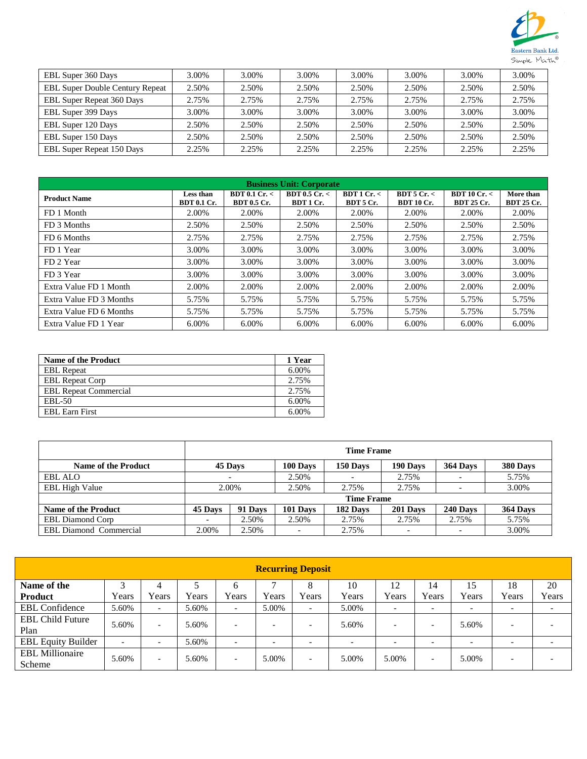| | | | | | | | |
|---|---|---|---|---|---|---|---|
| EBL Super 360 Days | 3.00% | 3.00% | 3.00% | 3.00% | 3.00% | 3.00% | 3.00% |
| EBL Super Double Century Repeat | 2.50% | 2.50% | 2.50% | 2.50% | 2.50% | 2.50% | 2.50% |
| EBL Super Repeat 360 Days | 2.75% | 2.75% | 2.75% | 2.75% | 2.75% | 2.75% | 2.75% |
| EBL Super 399 Days | 3.00% | 3.00% | 3.00% | 3.00% | 3.00% | 3.00% | 3.00% |
| EBL Super 120 Days | 2.50% | 2.50% | 2.50% | 2.50% | 2.50% | 2.50% | 2.50% |
| EBL Super 150 Days | 2.50% | 2.50% | 2.50% | 2.50% | 2.50% | 2.50% | 2.50% |
| EBL Super Repeat 150 Days | 2.25% | 2.25% | 2.25% | 2.25% | 2.25% | 2.25% | 2.25% |

| Business Unit: Corporate | | | | | | | |
|---|---|---|---|---|---|---|---|
| **Product Name** | **Less than BDT 0.1 Cr.** | **BDT 0.1 Cr. < BDT 0.5 Cr.** | **BDT 0.5 Cr. < BDT 1 Cr.** | **BDT 1 Cr. < BDT 5 Cr.** | **BDT 5 Cr. < BDT 10 Cr.** | **BDT 10 Cr. < BDT 25 Cr.** | **More than BDT 25 Cr.** |
| FD 1 Month | 2.00% | 2.00% | 2.00% | 2.00% | 2.00% | 2.00% | 2.00% |
| FD 3 Months | 2.50% | 2.50% | 2.50% | 2.50% | 2.50% | 2.50% | 2.50% |
| FD 6 Months | 2.75% | 2.75% | 2.75% | 2.75% | 2.75% | 2.75% | 2.75% |
| FD 1 Year | 3.00% | 3.00% | 3.00% | 3.00% | 3.00% | 3.00% | 3.00% |
| FD 2 Year | 3.00% | 3.00% | 3.00% | 3.00% | 3.00% | 3.00% | 3.00% |
| FD 3 Year | 3.00% | 3.00% | 3.00% | 3.00% | 3.00% | 3.00% | 3.00% |
| Extra Value FD 1 Month | 2.00% | 2.00% | 2.00% | 2.00% | 2.00% | 2.00% | 2.00% |
| Extra Value FD 3 Months | 5.75% | 5.75% | 5.75% | 5.75% | 5.75% | 5.75% | 5.75% |
| Extra Value FD 6 Months | 5.75% | 5.75% | 5.75% | 5.75% | 5.75% | 5.75% | 5.75% |
| Extra Value FD 1 Year | 6.00% | 6.00% | 6.00% | 6.00% | 6.00% | 6.00% | 6.00% |

| Name of the Product | 1 Year |
|---|---|
| EBL Repeat | 6.00% |
| EBL Repeat Corp | 2.75% |
| EBL Repeat Commercial | 2.75% |
| EBL-50 | 6.00% |
| EBL Earn First | 6.00% |

| | Time Frame | | | | | | |
|---|---|---|---|---|---|---|---|
| **Name of the Product** | **45 Days** | | **100 Days** | **150 Days** | **190 Days** | **364 Days** | **380 Days** |
| EBL ALO | - | | 2.50% | - | 2.75% | - | 5.75% |
| EBL High Value | 2.00% | | 2.50% | 2.75% | 2.75% | - | 3.00% |
| | **Time Frame** | | | | | | |
| **Name of the Product** | **45 Days** | **91 Days** | **101 Days** | **182 Days** | **201 Days** | **240 Days** | **364 Days** |
| EBL Diamond Corp | - | 2.50% | 2.50% | 2.75% | 2.75% | 2.75% | 5.75% |
| EBL Diamond Commercial | 2.00% | 2.50% | - | 2.75% | - | - | 3.00% |

| Recurring Deposit | | | | | | | | | | | | |
|---|---|---|---|---|---|---|---|---|---|---|---|---|
| **Name of the Product** | 3 Years | 4 Years | 5 Years | 6 Years | 7 Years | 8 Years | 10 Years | 12 Years | 14 Years | 15 Years | 18 Years | 20 Years |
| EBL Confidence | 5.60% | - | 5.60% | - | 5.00% | - | 5.00% | - | - | - | - | - |
| EBL Child Future Plan | 5.60% | - | 5.60% | - | - | - | 5.60% | - | - | 5.60% | - | - |
| EBL Equity Builder | - | - | 5.60% | - | - | - | - | - | - | - | - | - |
| EBL Millionaire Scheme | 5.60% | - | 5.60% | - | 5.00% | - | 5.00% | 5.00% | - | 5.00% | - | - |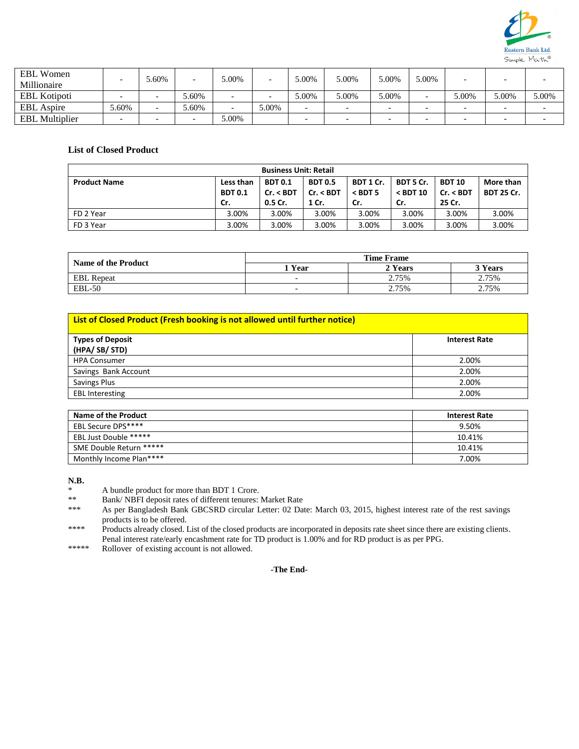| | | | | | | | | | | | | |
|---|---|---|---|---|---|---|---|---|---|---|---|---|
| EBL Women Millionaire | - | 5.60% | - | 5.00% | - | 5.00% | 5.00% | 5.00% | 5.00% | - | - | - |
| EBL Kotipoti | - | - | 5.60% | - | - | 5.00% | 5.00% | 5.00% | - | 5.00% | 5.00% | 5.00% |
| EBL Aspire | 5.60% | - | 5.60% | - | 5.00% | - | - | - | - | - | - | - |
| EBL Multiplier | - | - | - | 5.00% | | - | - | - | - | - | - | - |

**List of Closed Product**

| Business Unit: Retail | | | | | | | |
|---|---|---|---|---|---|---|---|
| **Product Name** | **Less than BDT 0.1 Cr.** | **BDT 0.1 Cr. < BDT 0.5 Cr.** | **BDT 0.5 Cr. < BDT 1 Cr.** | **BDT 1 Cr. < BDT 5 Cr.** | **BDT 5 Cr. < BDT 10 Cr.** | **BDT 10 Cr. < BDT 25 Cr.** | **More than BDT 25 Cr.** |
| FD 2 Year | 3.00% | 3.00% | 3.00% | 3.00% | 3.00% | 3.00% | 3.00% |
| FD 3 Year | 3.00% | 3.00% | 3.00% | 3.00% | 3.00% | 3.00% | 3.00% |

| **Name of the Product** | **Time Frame** | | |
|---|---|---|---|
| | **1 Year** | **2 Years** | **3 Years** |
| EBL Repeat | - | 2.75% | 2.75% |
| EBL-50 | - | 2.75% | 2.75% |

| **List of Closed Product (Fresh booking is not allowed until further notice)** | |
|---|---|
| **Types of Deposit (HPA/ SB/ STD)** | **Interest Rate** |
| HPA Consumer | 2.00% |
| Savings Bank Account | 2.00% |
| Savings Plus | 2.00% |
| EBL Interesting | 2.00% |

| **Name of the Product** | **Interest Rate** |
|---|---|
| EBL Secure DPS**** | 9.50% |
| EBL Just Double ***** | 10.41% |
| SME Double Return ***** | 10.41% |
| Monthly Income Plan**** | 7.00% |

**N.B.**

- \* A bundle product for more than BDT 1 Crore.
- \*\* Bank/ NBFI deposit rates of different tenures: Market Rate
- \*\*\* As per Bangladesh Bank GBCSRD circular Letter: 02 Date: March 03, 2015, highest interest rate of the rest savings products is to be offered.
- \*\*\*\* Products already closed. List of the closed products are incorporated in deposits rate sheet since there are existing clients. Penal interest rate/early encashment rate for TD product is 1.00% and for RD product is as per PPG.
- \*\*\*\*\* Rollover of existing account is not allowed.

**-The End-**